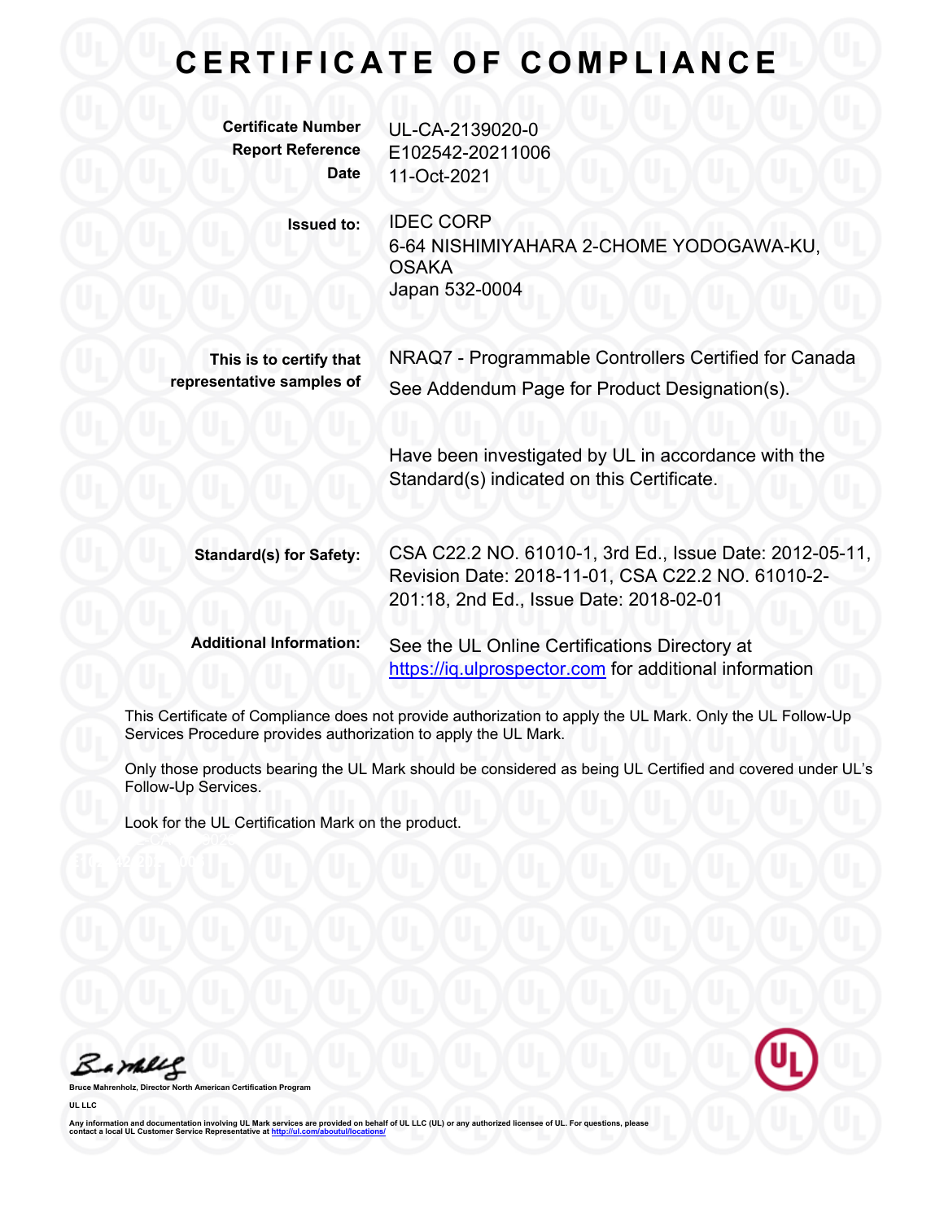# CERTIFICATE OF COMPLIANCE

**Certificate Number** UL-CA-2139020-0
**Report Reference** E102542-20211006
**Date** 11-Oct-2021

**Issued to:** IDEC CORP
6-64 NISHIMIYAHARA 2-CHOME YODOGAWA-KU,
OSAKA
Japan 532-0004

**This is to certify that representative samples of** NRAQ7 - Programmable Controllers Certified for Canada
See Addendum Page for Product Designation(s).

Have been investigated by UL in accordance with the Standard(s) indicated on this Certificate.

**Standard(s) for Safety:** CSA C22.2 NO. 61010-1, 3rd Ed., Issue Date: 2012-05-11, Revision Date: 2018-11-01, CSA C22.2 NO. 61010-2-201:18, 2nd Ed., Issue Date: 2018-02-01

**Additional Information:** See the UL Online Certifications Directory at https://iq.ulprospector.com for additional information

This Certificate of Compliance does not provide authorization to apply the UL Mark. Only the UL Follow-Up Services Procedure provides authorization to apply the UL Mark.

Only those products bearing the UL Mark should be considered as being UL Certified and covered under UL's Follow-Up Services.

Look for the UL Certification Mark on the product.

**Bruce Mahrenholz, Director North American Certification Program**

**UL LLC**

**Any information and documentation involving UL Mark services are provided on behalf of UL LLC (UL) or any authorized licensee of UL. For questions, please contact a local UL Customer Service Representative at http://ul.com/aboutul/locations/**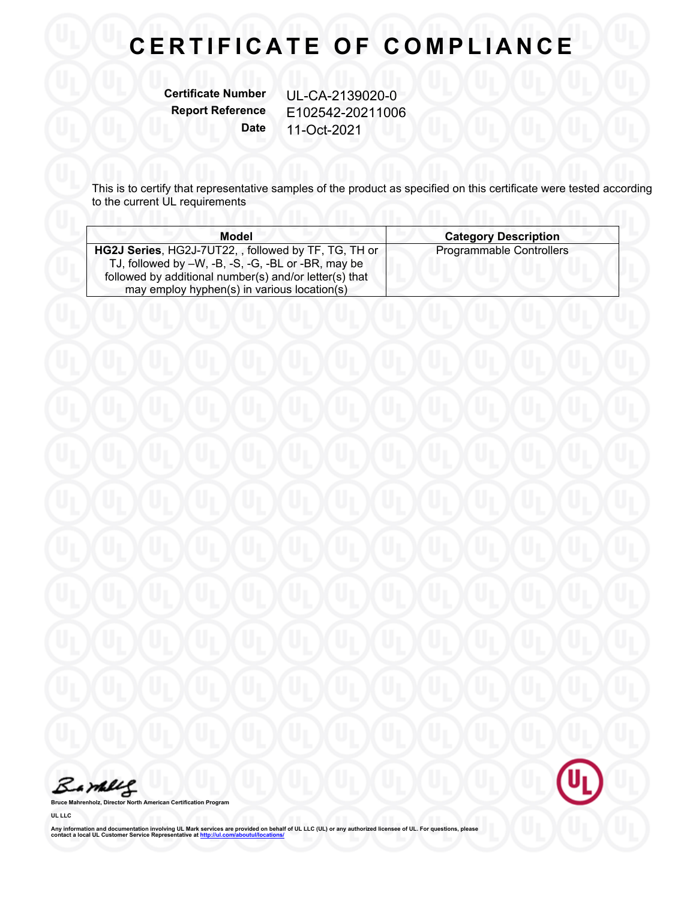# CERTIFICATE OF COMPLIANCE

**Certificate Number** UL-CA-2139020-0
**Report Reference** E102542-20211006
**Date** 11-Oct-2021

This is to certify that representative samples of the product as specified on this certificate were tested according to the current UL requirements

| Model | Category Description |
|---|---|
| **HG2J Series**, HG2J-7UT22, , followed by TF, TG, TH or TJ, followed by –W, -B, -S, -G, -BL or -BR, may be followed by additional number(s) and/or letter(s) that may employ hyphen(s) in various location(s) | Programmable Controllers |

**Bruce Mahrenholz, Director North American Certification Program**

**UL LLC**

**Any information and documentation involving UL Mark services are provided on behalf of UL LLC (UL) or any authorized licensee of UL. For questions, please contact a local UL Customer Service Representative at http://ul.com/aboutul/locations/**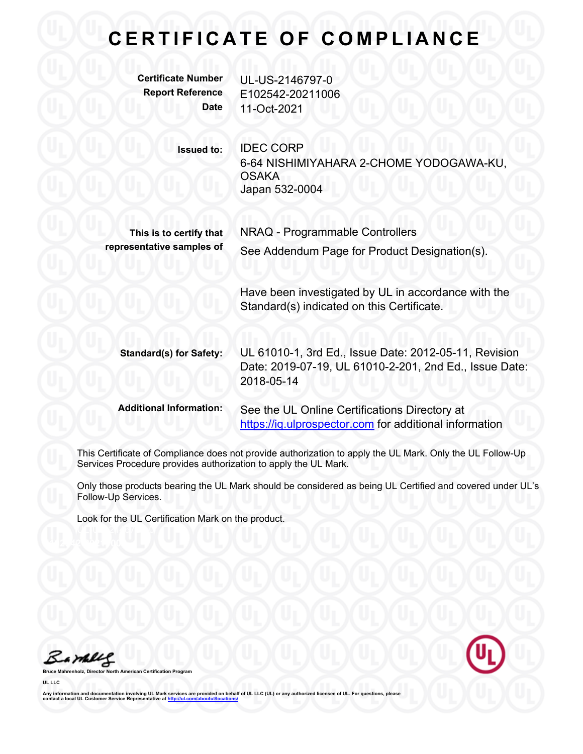# CERTIFICATE OF COMPLIANCE

| | |
|---|---|
| **Certificate Number** | UL-US-2146797-0 |
| **Report Reference** | E102542-20211006 |
| **Date** | 11-Oct-2021 |

**Issued to:** IDEC CORP
6-64 NISHIMIYAHARA 2-CHOME YODOGAWA-KU, OSAKA
Japan 532-0004

**This is to certify that representative samples of** NRAQ - Programmable Controllers
See Addendum Page for Product Designation(s).

Have been investigated by UL in accordance with the Standard(s) indicated on this Certificate.

**Standard(s) for Safety:** UL 61010-1, 3rd Ed., Issue Date: 2012-05-11, Revision Date: 2019-07-19, UL 61010-2-201, 2nd Ed., Issue Date: 2018-05-14

**Additional Information:** See the UL Online Certifications Directory at https://iq.ulprospector.com for additional information

This Certificate of Compliance does not provide authorization to apply the UL Mark. Only the UL Follow-Up Services Procedure provides authorization to apply the UL Mark.

Only those products bearing the UL Mark should be considered as being UL Certified and covered under UL's Follow-Up Services.

Look for the UL Certification Mark on the product.

**Bruce Mahrenholz, Director North American Certification Program**

**UL LLC**

Any information and documentation involving UL Mark services are provided on behalf of UL LLC (UL) or any authorized licensee of UL. For questions, please contact a local UL Customer Service Representative at http://ul.com/aboutul/locations/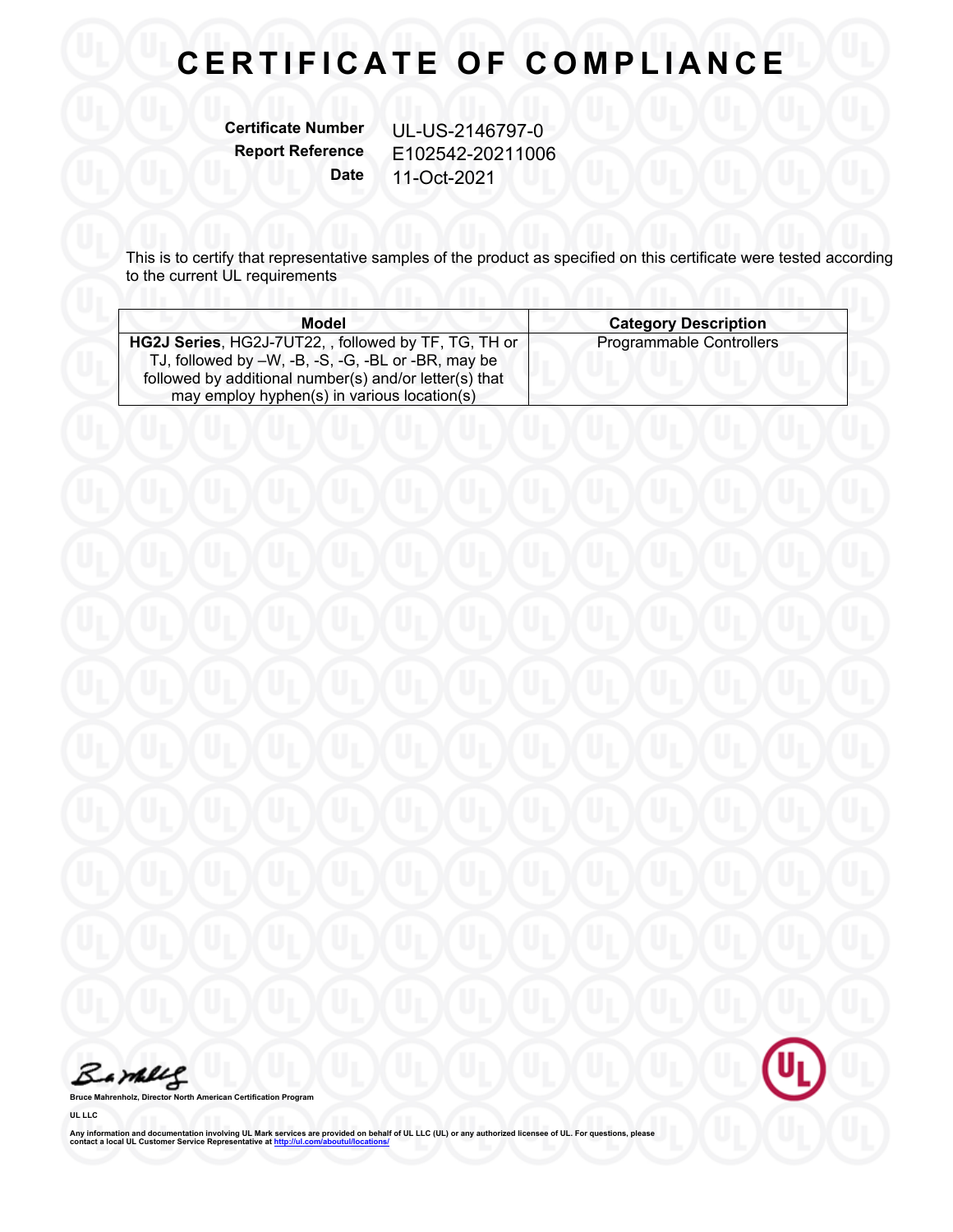# CERTIFICATE OF COMPLIANCE

**Certificate Number** UL-US-2146797-0
**Report Reference** E102542-20211006
**Date** 11-Oct-2021

This is to certify that representative samples of the product as specified on this certificate were tested according to the current UL requirements

| Model | Category Description |
|---|---|
| **HG2J Series**, HG2J-7UT22, , followed by TF, TG, TH or TJ, followed by –W, -B, -S, -G, -BL or -BR, may be followed by additional number(s) and/or letter(s) that may employ hyphen(s) in various location(s) | Programmable Controllers |

Bruce Mahrenholz, Director North American Certification Program

UL LLC

Any information and documentation involving UL Mark services are provided on behalf of UL LLC (UL) or any authorized licensee of UL. For questions, please contact a local UL Customer Service Representative at http://ul.com/aboutul/locations/